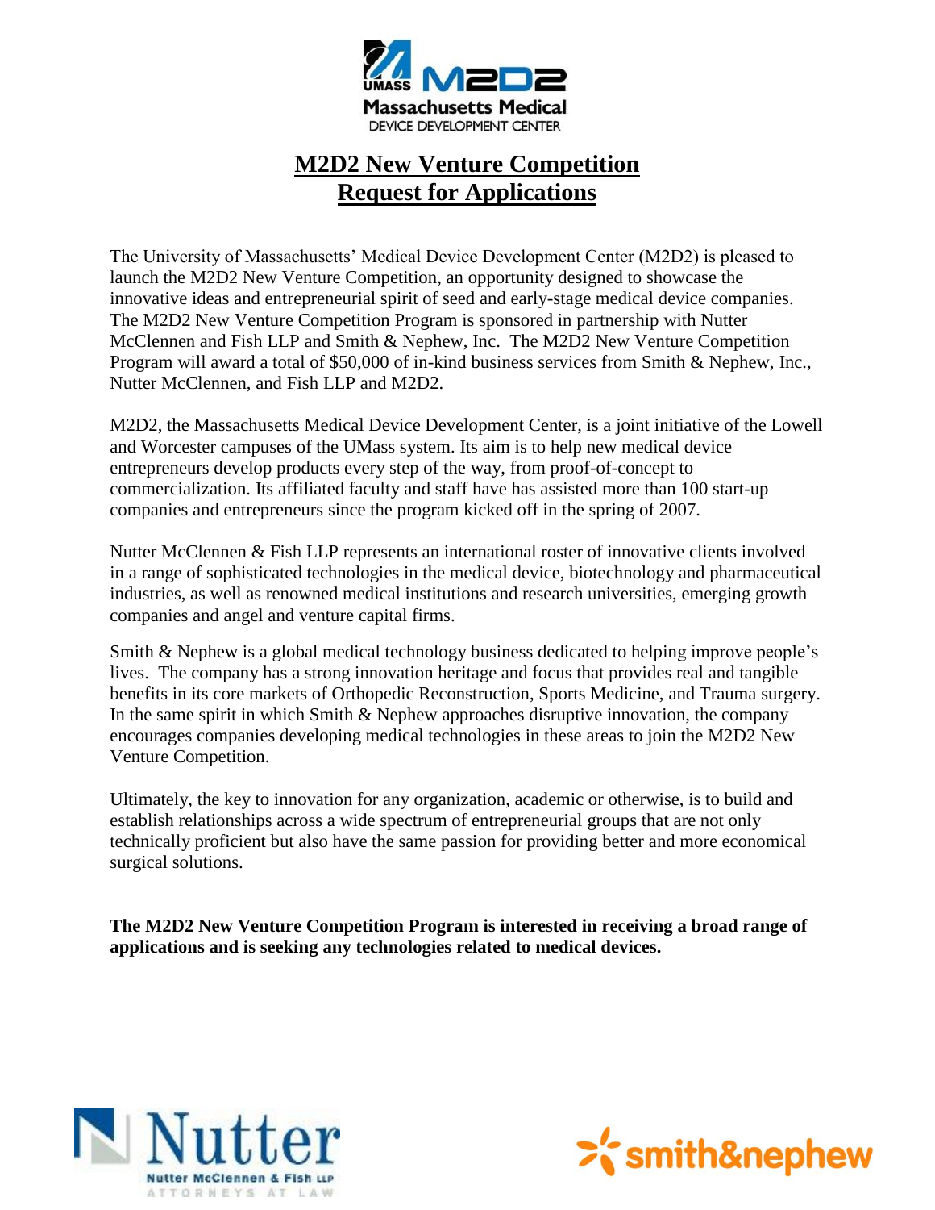UMASS M2D2
Massachusetts Medical
DEVICE DEVELOPMENT CENTER

# M2D2 New Venture Competition
# Request for Applications

The University of Massachusetts' Medical Device Development Center (M2D2) is pleased to launch the M2D2 New Venture Competition, an opportunity designed to showcase the innovative ideas and entrepreneurial spirit of seed and early-stage medical device companies. The M2D2 New Venture Competition Program is sponsored in partnership with Nutter McClennen and Fish LLP and Smith & Nephew, Inc. The M2D2 New Venture Competition Program will award a total of $50,000 of in-kind business services from Smith & Nephew, Inc., Nutter McClennen, and Fish LLP and M2D2.

M2D2, the Massachusetts Medical Device Development Center, is a joint initiative of the Lowell and Worcester campuses of the UMass system. Its aim is to help new medical device entrepreneurs develop products every step of the way, from proof-of-concept to commercialization. Its affiliated faculty and staff have has assisted more than 100 start-up companies and entrepreneurs since the program kicked off in the spring of 2007.

Nutter McClennen & Fish LLP represents an international roster of innovative clients involved in a range of sophisticated technologies in the medical device, biotechnology and pharmaceutical industries, as well as renowned medical institutions and research universities, emerging growth companies and angel and venture capital firms.

Smith & Nephew is a global medical technology business dedicated to helping improve people's lives. The company has a strong innovation heritage and focus that provides real and tangible benefits in its core markets of Orthopedic Reconstruction, Sports Medicine, and Trauma surgery. In the same spirit in which Smith & Nephew approaches disruptive innovation, the company encourages companies developing medical technologies in these areas to join the M2D2 New Venture Competition.

Ultimately, the key to innovation for any organization, academic or otherwise, is to build and establish relationships across a wide spectrum of entrepreneurial groups that are not only technically proficient but also have the same passion for providing better and more economical surgical solutions.

**The M2D2 New Venture Competition Program is interested in receiving a broad range of applications and is seeking any technologies related to medical devices.**

Nutter
Nutter McClennen & Fish LLP
ATTORNEYS AT LAW

smith&nephew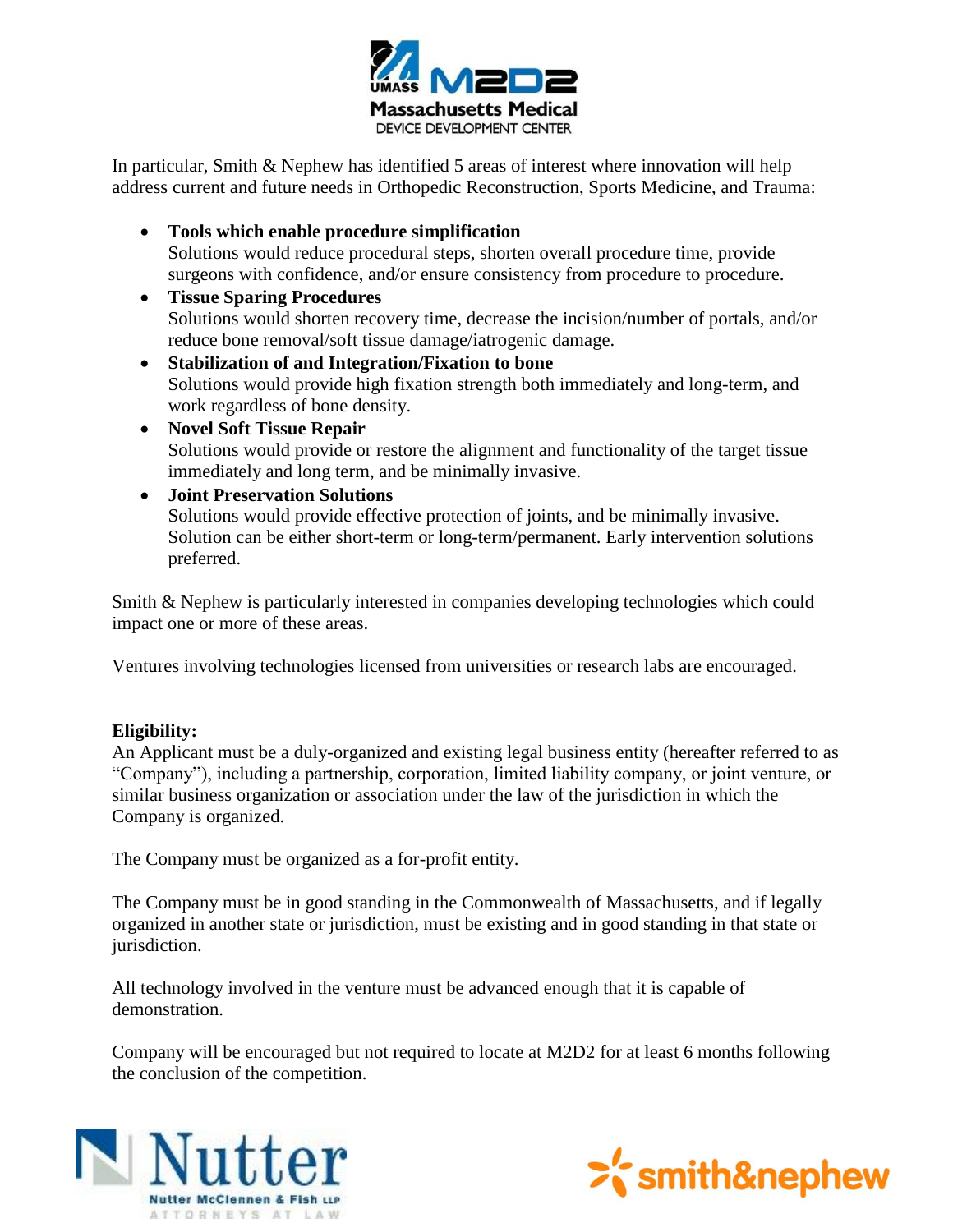In particular, Smith & Nephew has identified 5 areas of interest where innovation will help address current and future needs in Orthopedic Reconstruction, Sports Medicine, and Trauma:

- **Tools which enable procedure simplification**
  Solutions would reduce procedural steps, shorten overall procedure time, provide surgeons with confidence, and/or ensure consistency from procedure to procedure.
- **Tissue Sparing Procedures**
  Solutions would shorten recovery time, decrease the incision/number of portals, and/or reduce bone removal/soft tissue damage/iatrogenic damage.
- **Stabilization of and Integration/Fixation to bone**
  Solutions would provide high fixation strength both immediately and long-term, and work regardless of bone density.
- **Novel Soft Tissue Repair**
  Solutions would provide or restore the alignment and functionality of the target tissue immediately and long term, and be minimally invasive.
- **Joint Preservation Solutions**
  Solutions would provide effective protection of joints, and be minimally invasive. Solution can be either short-term or long-term/permanent. Early intervention solutions preferred.

Smith & Nephew is particularly interested in companies developing technologies which could impact one or more of these areas.

Ventures involving technologies licensed from universities or research labs are encouraged.

**Eligibility:**
An Applicant must be a duly-organized and existing legal business entity (hereafter referred to as "Company"), including a partnership, corporation, limited liability company, or joint venture, or similar business organization or association under the law of the jurisdiction in which the Company is organized.

The Company must be organized as a for-profit entity.

The Company must be in good standing in the Commonwealth of Massachusetts, and if legally organized in another state or jurisdiction, must be existing and in good standing in that state or jurisdiction.

All technology involved in the venture must be advanced enough that it is capable of demonstration.

Company will be encouraged but not required to locate at M2D2 for at least 6 months following the conclusion of the competition.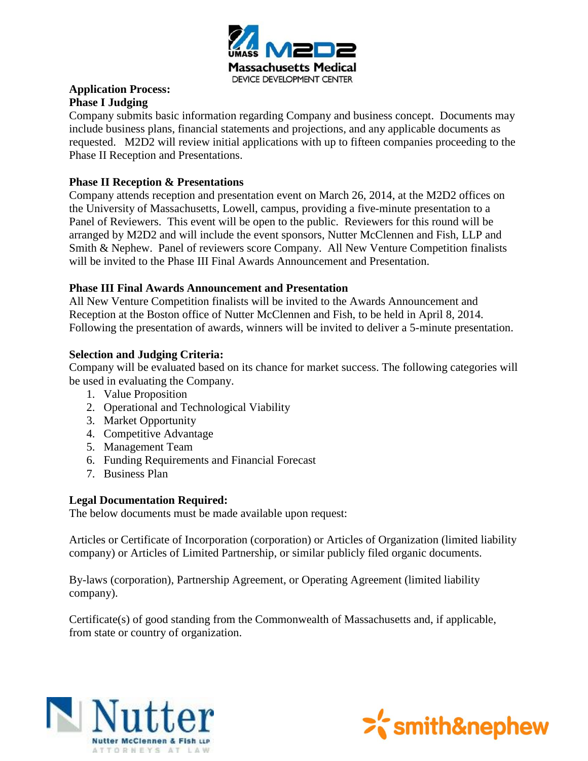**Application Process:**

**Phase I Judging**

Company submits basic information regarding Company and business concept. Documents may include business plans, financial statements and projections, and any applicable documents as requested. M2D2 will review initial applications with up to fifteen companies proceeding to the Phase II Reception and Presentations.

**Phase II Reception & Presentations**

Company attends reception and presentation event on March 26, 2014, at the M2D2 offices on the University of Massachusetts, Lowell, campus, providing a five-minute presentation to a Panel of Reviewers. This event will be open to the public. Reviewers for this round will be arranged by M2D2 and will include the event sponsors, Nutter McClennen and Fish, LLP and Smith & Nephew. Panel of reviewers score Company. All New Venture Competition finalists will be invited to the Phase III Final Awards Announcement and Presentation.

**Phase III Final Awards Announcement and Presentation**

All New Venture Competition finalists will be invited to the Awards Announcement and Reception at the Boston office of Nutter McClennen and Fish, to be held in April 8, 2014. Following the presentation of awards, winners will be invited to deliver a 5-minute presentation.

**Selection and Judging Criteria:**

Company will be evaluated based on its chance for market success. The following categories will be used in evaluating the Company.

1. Value Proposition
2. Operational and Technological Viability
3. Market Opportunity
4. Competitive Advantage
5. Management Team
6. Funding Requirements and Financial Forecast
7. Business Plan

**Legal Documentation Required:**

The below documents must be made available upon request:

Articles or Certificate of Incorporation (corporation) or Articles of Organization (limited liability company) or Articles of Limited Partnership, or similar publicly filed organic documents.

By-laws (corporation), Partnership Agreement, or Operating Agreement (limited liability company).

Certificate(s) of good standing from the Commonwealth of Massachusetts and, if applicable, from state or country of organization.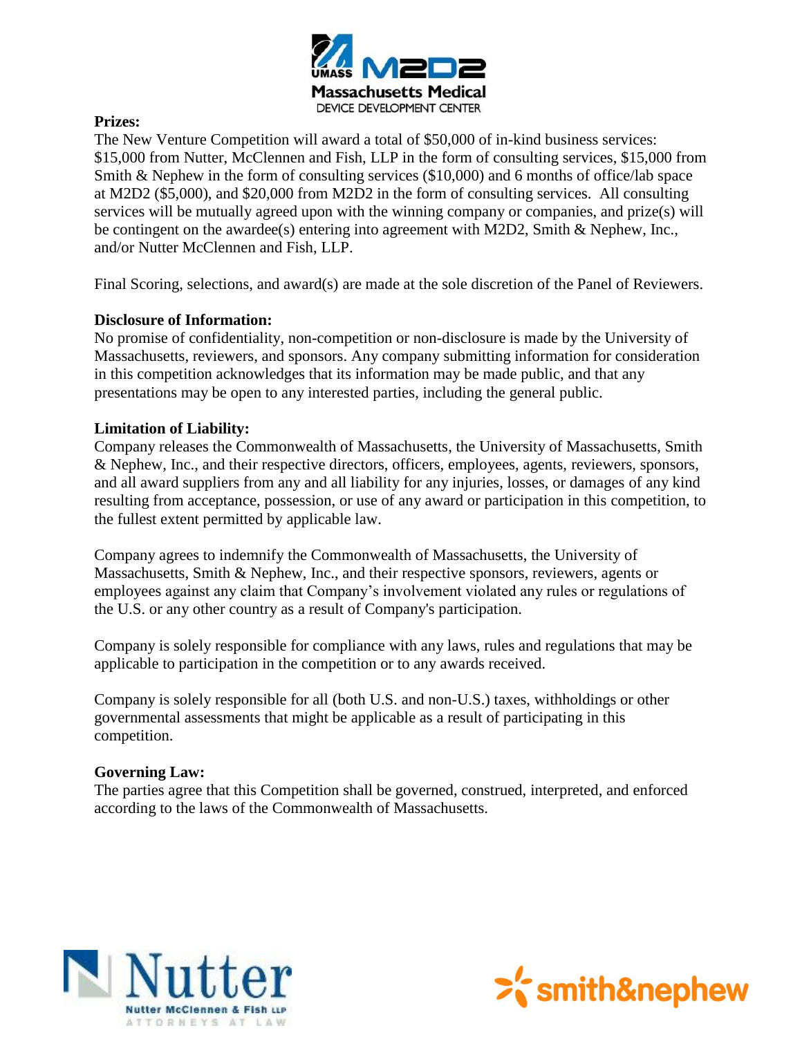**Prizes:**

The New Venture Competition will award a total of $50,000 of in-kind business services: $15,000 from Nutter, McClennen and Fish, LLP in the form of consulting services, $15,000 from Smith & Nephew in the form of consulting services ($10,000) and 6 months of office/lab space at M2D2 ($5,000), and $20,000 from M2D2 in the form of consulting services. All consulting services will be mutually agreed upon with the winning company or companies, and prize(s) will be contingent on the awardee(s) entering into agreement with M2D2, Smith & Nephew, Inc., and/or Nutter McClennen and Fish, LLP.

Final Scoring, selections, and award(s) are made at the sole discretion of the Panel of Reviewers.

**Disclosure of Information:**

No promise of confidentiality, non-competition or non-disclosure is made by the University of Massachusetts, reviewers, and sponsors. Any company submitting information for consideration in this competition acknowledges that its information may be made public, and that any presentations may be open to any interested parties, including the general public.

**Limitation of Liability:**

Company releases the Commonwealth of Massachusetts, the University of Massachusetts, Smith & Nephew, Inc., and their respective directors, officers, employees, agents, reviewers, sponsors, and all award suppliers from any and all liability for any injuries, losses, or damages of any kind resulting from acceptance, possession, or use of any award or participation in this competition, to the fullest extent permitted by applicable law.

Company agrees to indemnify the Commonwealth of Massachusetts, the University of Massachusetts, Smith & Nephew, Inc., and their respective sponsors, reviewers, agents or employees against any claim that Company's involvement violated any rules or regulations of the U.S. or any other country as a result of Company's participation.

Company is solely responsible for compliance with any laws, rules and regulations that may be applicable to participation in the competition or to any awards received.

Company is solely responsible for all (both U.S. and non-U.S.) taxes, withholdings or other governmental assessments that might be applicable as a result of participating in this competition.

**Governing Law:**

The parties agree that this Competition shall be governed, construed, interpreted, and enforced according to the laws of the Commonwealth of Massachusetts.